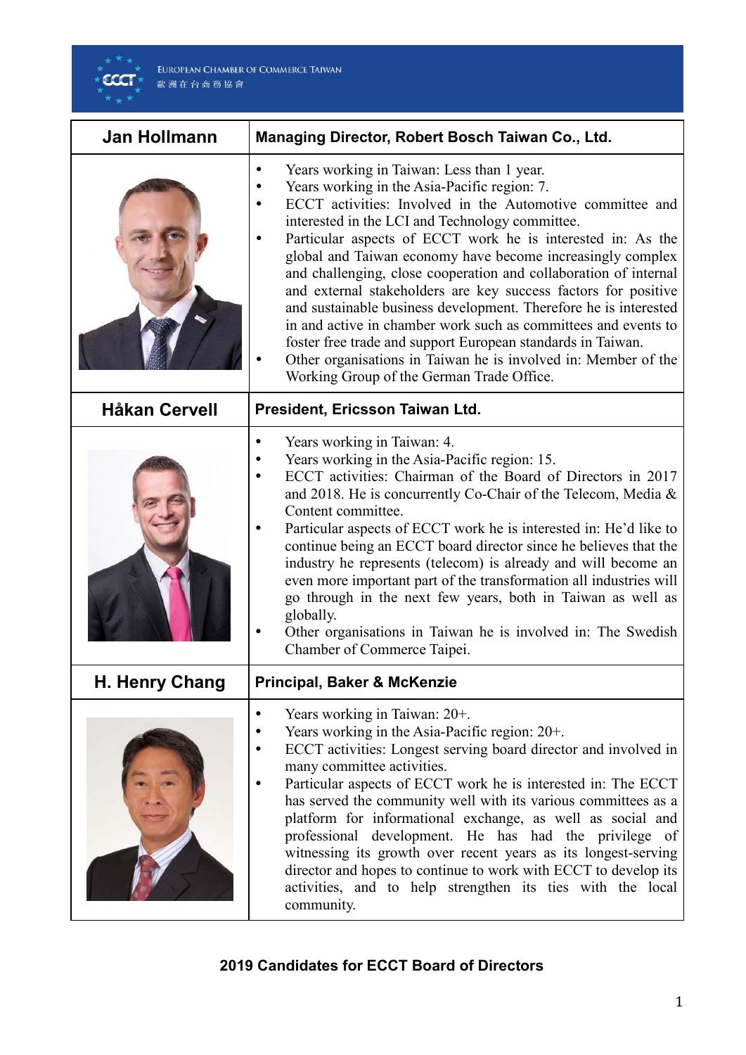EUROPEAN CHAMBER OF COMMERCE TAIWAN
歐洲在台商務協會

| Jan Hollmann | Managing Director, Robert Bosch Taiwan Co., Ltd. |
|---|---|
| | • Years working in Taiwan: Less than 1 year.<br>• Years working in the Asia-Pacific region: 7.<br>• ECCT activities: Involved in the Automotive committee and interested in the LCI and Technology committee.<br>• Particular aspects of ECCT work he is interested in: As the global and Taiwan economy have become increasingly complex and challenging, close cooperation and collaboration of internal and external stakeholders are key success factors for positive and sustainable business development. Therefore he is interested in and active in chamber work such as committees and events to foster free trade and support European standards in Taiwan.<br>• Other organisations in Taiwan he is involved in: Member of the Working Group of the German Trade Office. |
| **Håkan Cervell** | **President, Ericsson Taiwan Ltd.** |
| | • Years working in Taiwan: 4.<br>• Years working in the Asia-Pacific region: 15.<br>• ECCT activities: Chairman of the Board of Directors in 2017 and 2018. He is concurrently Co-Chair of the Telecom, Media & Content committee.<br>• Particular aspects of ECCT work he is interested in: He'd like to continue being an ECCT board director since he believes that the industry he represents (telecom) is already and will become an even more important part of the transformation all industries will go through in the next few years, both in Taiwan as well as globally.<br>• Other organisations in Taiwan he is involved in: The Swedish Chamber of Commerce Taipei. |
| **H. Henry Chang** | **Principal, Baker & McKenzie** |
| | • Years working in Taiwan: 20+.<br>• Years working in the Asia-Pacific region: 20+.<br>• ECCT activities: Longest serving board director and involved in many committee activities.<br>• Particular aspects of ECCT work he is interested in: The ECCT has served the community well with its various committees as a platform for informational exchange, as well as social and professional development. He has had the privilege of witnessing its growth over recent years as its longest-serving director and hopes to continue to work with ECCT to develop its activities, and to help strengthen its ties with the local community. |

**2019 Candidates for ECCT Board of Directors**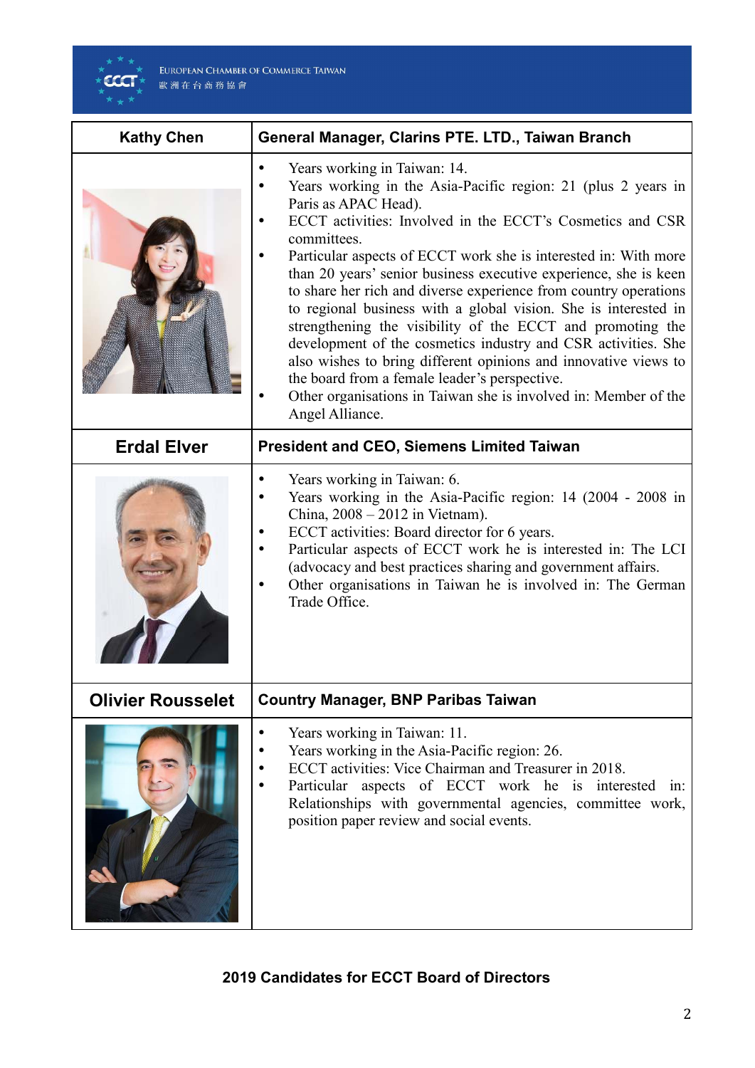| Kathy Chen | General Manager, Clarins PTE. LTD., Taiwan Branch |
|---|---|
| | • Years working in Taiwan: 14.<br>• Years working in the Asia-Pacific region: 21 (plus 2 years in Paris as APAC Head).<br>• ECCT activities: Involved in the ECCT's Cosmetics and CSR committees.<br>• Particular aspects of ECCT work she is interested in: With more than 20 years' senior business executive experience, she is keen to share her rich and diverse experience from country operations to regional business with a global vision. She is interested in strengthening the visibility of the ECCT and promoting the development of the cosmetics industry and CSR activities. She also wishes to bring different opinions and innovative views to the board from a female leader's perspective.<br>• Other organisations in Taiwan she is involved in: Member of the Angel Alliance. |
| **Erdal Elver** | **President and CEO, Siemens Limited Taiwan** |
| | • Years working in Taiwan: 6.<br>• Years working in the Asia-Pacific region: 14 (2004 - 2008 in China, 2008 – 2012 in Vietnam).<br>• ECCT activities: Board director for 6 years.<br>• Particular aspects of ECCT work he is interested in: The LCI (advocacy and best practices sharing and government affairs.<br>• Other organisations in Taiwan he is involved in: The German Trade Office. |
| **Olivier Rousselet** | **Country Manager, BNP Paribas Taiwan** |
| | • Years working in Taiwan: 11.<br>• Years working in the Asia-Pacific region: 26.<br>• ECCT activities: Vice Chairman and Treasurer in 2018.<br>• Particular aspects of ECCT work he is interested in: Relationships with governmental agencies, committee work, position paper review and social events. |

**2019 Candidates for ECCT Board of Directors**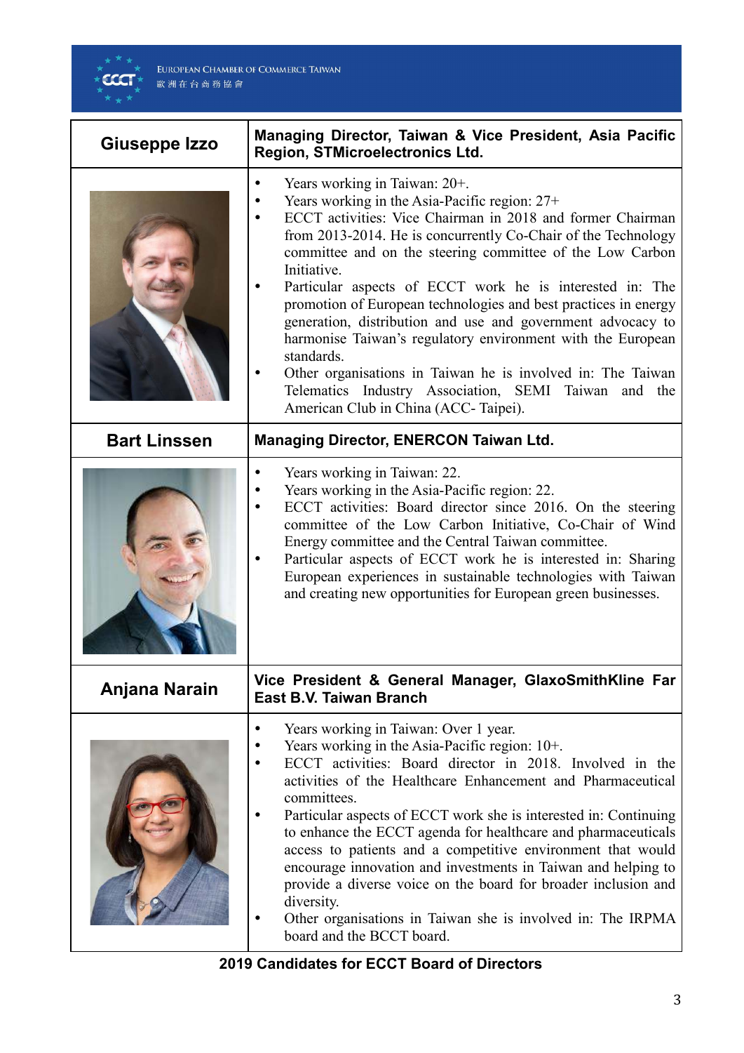| Giuseppe Izzo | Managing Director, Taiwan & Vice President, Asia Pacific Region, STMicroelectronics Ltd. |
|---|---|
| | • Years working in Taiwan: 20+.<br>• Years working in the Asia-Pacific region: 27+<br>• ECCT activities: Vice Chairman in 2018 and former Chairman from 2013-2014. He is concurrently Co-Chair of the Technology committee and on the steering committee of the Low Carbon Initiative.<br>• Particular aspects of ECCT work he is interested in: The promotion of European technologies and best practices in energy generation, distribution and use and government advocacy to harmonise Taiwan's regulatory environment with the European standards.<br>• Other organisations in Taiwan he is involved in: The Taiwan Telematics Industry Association, SEMI Taiwan and the American Club in China (ACC- Taipei). |
| **Bart Linssen** | **Managing Director, ENERCON Taiwan Ltd.** |
| | • Years working in Taiwan: 22.<br>• Years working in the Asia-Pacific region: 22.<br>• ECCT activities: Board director since 2016. On the steering committee of the Low Carbon Initiative, Co-Chair of Wind Energy committee and the Central Taiwan committee.<br>• Particular aspects of ECCT work he is interested in: Sharing European experiences in sustainable technologies with Taiwan and creating new opportunities for European green businesses. |
| **Anjana Narain** | **Vice President & General Manager, GlaxoSmithKline Far East B.V. Taiwan Branch** |
| | • Years working in Taiwan: Over 1 year.<br>• Years working in the Asia-Pacific region: 10+.<br>• ECCT activities: Board director in 2018. Involved in the activities of the Healthcare Enhancement and Pharmaceutical committees.<br>• Particular aspects of ECCT work she is interested in: Continuing to enhance the ECCT agenda for healthcare and pharmaceuticals access to patients and a competitive environment that would encourage innovation and investments in Taiwan and helping to provide a diverse voice on the board for broader inclusion and diversity.<br>• Other organisations in Taiwan she is involved in: The IRPMA board and the BCCT board. |

**2019 Candidates for ECCT Board of Directors**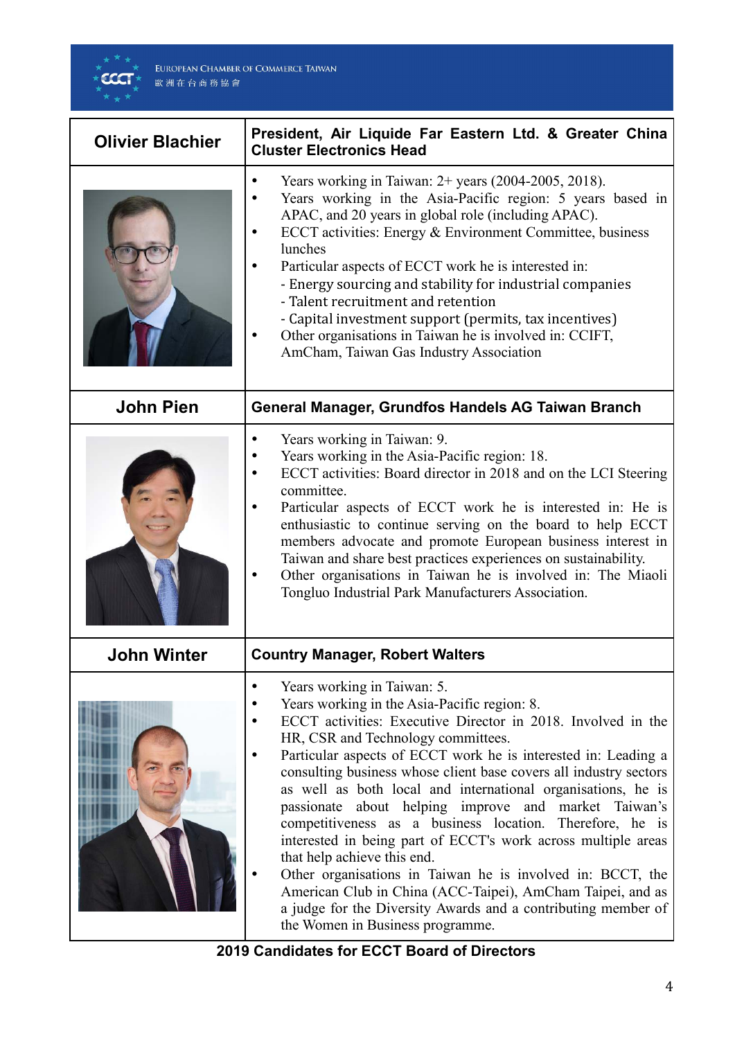| Olivier Blachier | President, Air Liquide Far Eastern Ltd. & Greater China Cluster Electronics Head |
|---|---|
| | • Years working in Taiwan: 2+ years (2004-2005, 2018).<br>• Years working in the Asia-Pacific region: 5 years based in APAC, and 20 years in global role (including APAC).<br>• ECCT activities: Energy & Environment Committee, business lunches<br>• Particular aspects of ECCT work he is interested in:<br>- Energy sourcing and stability for industrial companies<br>- Talent recruitment and retention<br>- Capital investment support (permits, tax incentives)<br>• Other organisations in Taiwan he is involved in: CCIFT, AmCham, Taiwan Gas Industry Association |
| **John Pien** | **General Manager, Grundfos Handels AG Taiwan Branch** |
| | • Years working in Taiwan: 9.<br>• Years working in the Asia-Pacific region: 18.<br>• ECCT activities: Board director in 2018 and on the LCI Steering committee.<br>• Particular aspects of ECCT work he is interested in: He is enthusiastic to continue serving on the board to help ECCT members advocate and promote European business interest in Taiwan and share best practices experiences on sustainability.<br>• Other organisations in Taiwan he is involved in: The Miaoli Tongluo Industrial Park Manufacturers Association. |
| **John Winter** | **Country Manager, Robert Walters** |
| | • Years working in Taiwan: 5.<br>• Years working in the Asia-Pacific region: 8.<br>• ECCT activities: Executive Director in 2018. Involved in the HR, CSR and Technology committees.<br>• Particular aspects of ECCT work he is interested in: Leading a consulting business whose client base covers all industry sectors as well as both local and international organisations, he is passionate about helping improve and market Taiwan's competitiveness as a business location. Therefore, he is interested in being part of ECCT's work across multiple areas that help achieve this end.<br>• Other organisations in Taiwan he is involved in: BCCT, the American Club in China (ACC-Taipei), AmCham Taipei, and as a judge for the Diversity Awards and a contributing member of the Women in Business programme. |

**2019 Candidates for ECCT Board of Directors**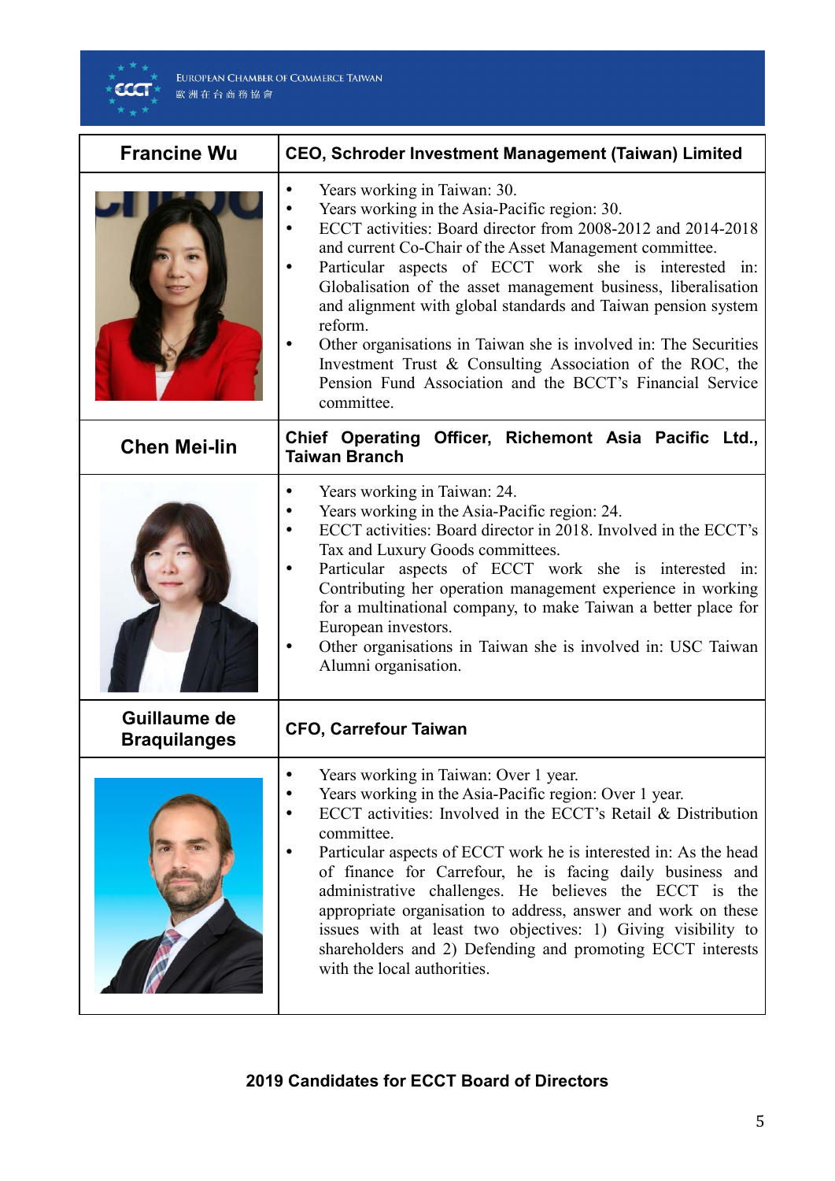| Francine Wu | CEO, Schroder Investment Management (Taiwan) Limited |
|---|---|
| | • Years working in Taiwan: 30.<br>• Years working in the Asia-Pacific region: 30.<br>• ECCT activities: Board director from 2008-2012 and 2014-2018 and current Co-Chair of the Asset Management committee.<br>• Particular aspects of ECCT work she is interested in: Globalisation of the asset management business, liberalisation and alignment with global standards and Taiwan pension system reform.<br>• Other organisations in Taiwan she is involved in: The Securities Investment Trust & Consulting Association of the ROC, the Pension Fund Association and the BCCT's Financial Service committee. |
| **Chen Mei-lin** | **Chief Operating Officer, Richemont Asia Pacific Ltd., Taiwan Branch** |
| | • Years working in Taiwan: 24.<br>• Years working in the Asia-Pacific region: 24.<br>• ECCT activities: Board director in 2018. Involved in the ECCT's Tax and Luxury Goods committees.<br>• Particular aspects of ECCT work she is interested in: Contributing her operation management experience in working for a multinational company, to make Taiwan a better place for European investors.<br>• Other organisations in Taiwan she is involved in: USC Taiwan Alumni organisation. |
| **Guillaume de Braquilanges** | **CFO, Carrefour Taiwan** |
| | • Years working in Taiwan: Over 1 year.<br>• Years working in the Asia-Pacific region: Over 1 year.<br>• ECCT activities: Involved in the ECCT's Retail & Distribution committee.<br>• Particular aspects of ECCT work he is interested in: As the head of finance for Carrefour, he is facing daily business and administrative challenges. He believes the ECCT is the appropriate organisation to address, answer and work on these issues with at least two objectives: 1) Giving visibility to shareholders and 2) Defending and promoting ECCT interests with the local authorities. |

**2019 Candidates for ECCT Board of Directors**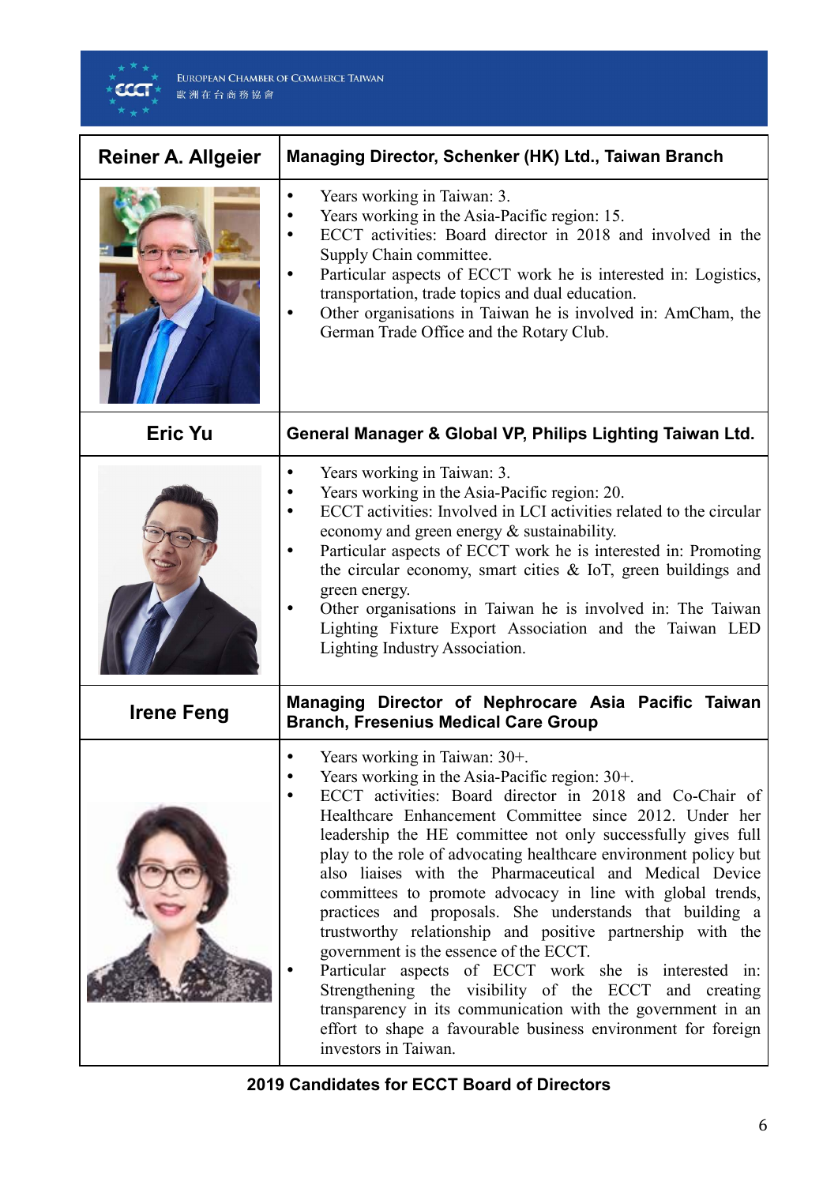| Reiner A. Allgeier | Managing Director, Schenker (HK) Ltd., Taiwan Branch |
| --- | --- |
| | • Years working in Taiwan: 3.<br>• Years working in the Asia-Pacific region: 15.<br>• ECCT activities: Board director in 2018 and involved in the Supply Chain committee.<br>• Particular aspects of ECCT work he is interested in: Logistics, transportation, trade topics and dual education.<br>• Other organisations in Taiwan he is involved in: AmCham, the German Trade Office and the Rotary Club. |
| **Eric Yu** | **General Manager & Global VP, Philips Lighting Taiwan Ltd.** |
| | • Years working in Taiwan: 3.<br>• Years working in the Asia-Pacific region: 20.<br>• ECCT activities: Involved in LCI activities related to the circular economy and green energy & sustainability.<br>• Particular aspects of ECCT work he is interested in: Promoting the circular economy, smart cities & IoT, green buildings and green energy.<br>• Other organisations in Taiwan he is involved in: The Taiwan Lighting Fixture Export Association and the Taiwan LED Lighting Industry Association. |
| **Irene Feng** | **Managing Director of Nephrocare Asia Pacific Taiwan Branch, Fresenius Medical Care Group** |
| | • Years working in Taiwan: 30+.<br>• Years working in the Asia-Pacific region: 30+.<br>• ECCT activities: Board director in 2018 and Co-Chair of Healthcare Enhancement Committee since 2012. Under her leadership the HE committee not only successfully gives full play to the role of advocating healthcare environment policy but also liaises with the Pharmaceutical and Medical Device committees to promote advocacy in line with global trends, practices and proposals. She understands that building a trustworthy relationship and positive partnership with the government is the essence of the ECCT.<br>• Particular aspects of ECCT work she is interested in: Strengthening the visibility of the ECCT and creating transparency in its communication with the government in an effort to shape a favourable business environment for foreign investors in Taiwan. |

**2019 Candidates for ECCT Board of Directors**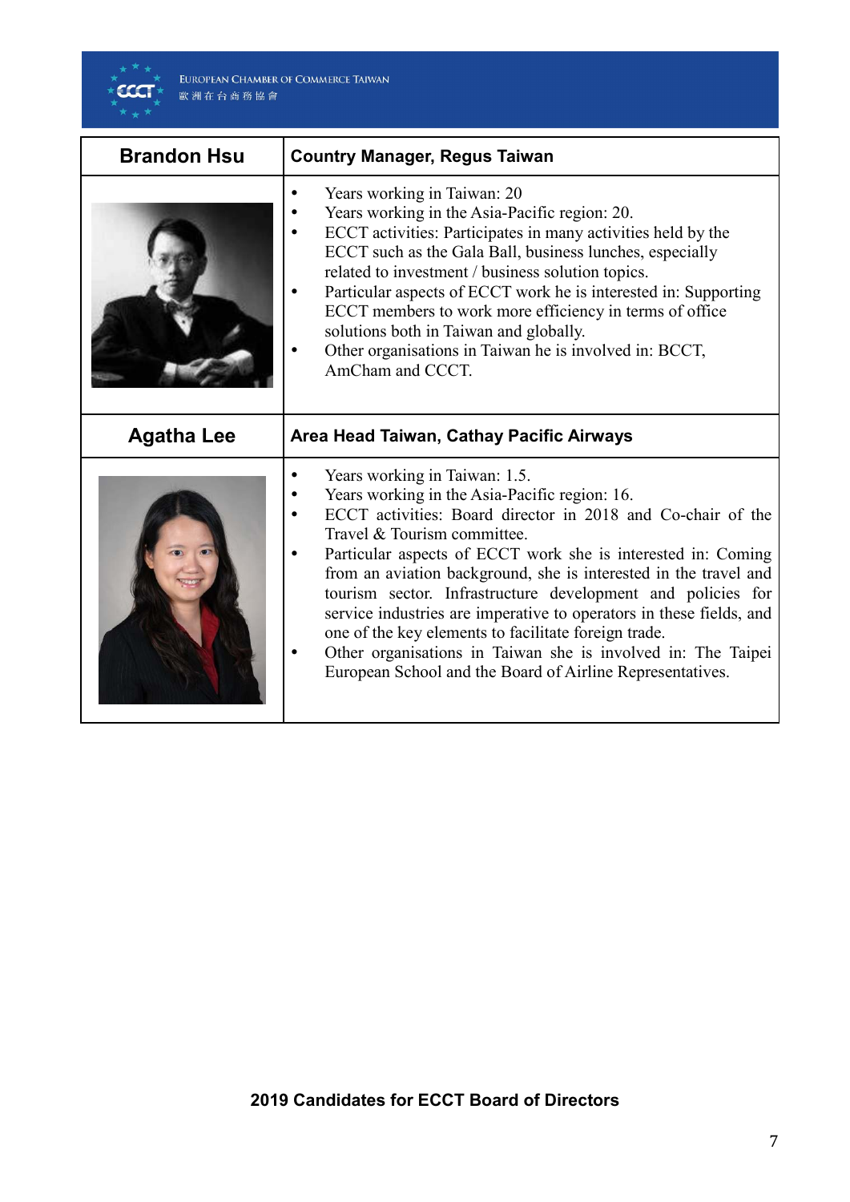| Brandon Hsu | Country Manager, Regus Taiwan |
| --- | --- |
| | • Years working in Taiwan: 20<br>• Years working in the Asia-Pacific region: 20.<br>• ECCT activities: Participates in many activities held by the ECCT such as the Gala Ball, business lunches, especially related to investment / business solution topics.<br>• Particular aspects of ECCT work he is interested in: Supporting ECCT members to work more efficiency in terms of office solutions both in Taiwan and globally.<br>• Other organisations in Taiwan he is involved in: BCCT, AmCham and CCCT. |
| **Agatha Lee** | **Area Head Taiwan, Cathay Pacific Airways** |
| | • Years working in Taiwan: 1.5.<br>• Years working in the Asia-Pacific region: 16.<br>• ECCT activities: Board director in 2018 and Co-chair of the Travel & Tourism committee.<br>• Particular aspects of ECCT work she is interested in: Coming from an aviation background, she is interested in the travel and tourism sector. Infrastructure development and policies for service industries are imperative to operators in these fields, and one of the key elements to facilitate foreign trade.<br>• Other organisations in Taiwan she is involved in: The Taipei European School and the Board of Airline Representatives. |

**2019 Candidates for ECCT Board of Directors**